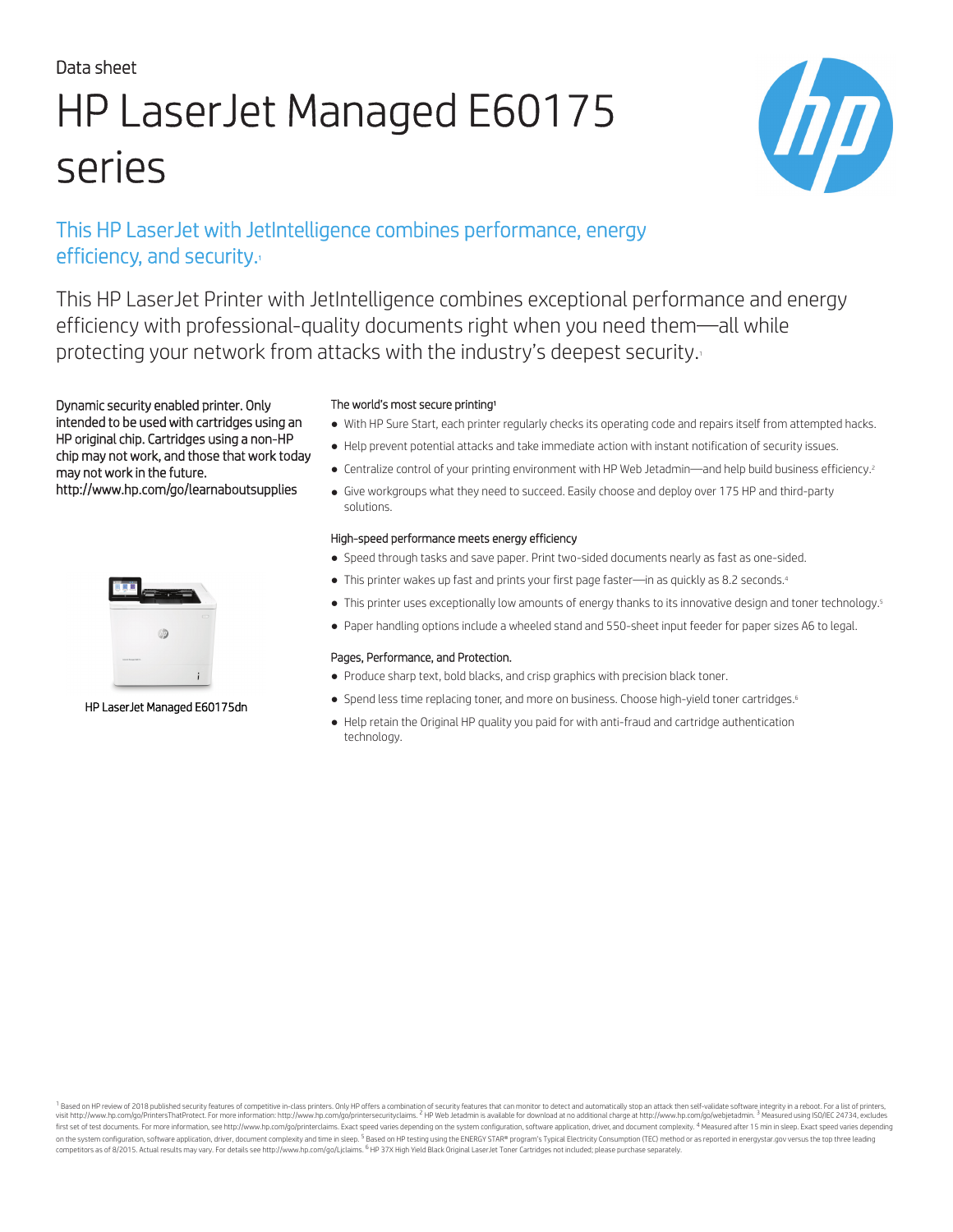Data sheet

# HP LaserJet Managed E60175 series

## This HP LaserJet with JetIntelligence combines performance, energy efficiency, and security.[1]

This HP LaserJet Printer with JetIntelligence combines exceptional performance and energy efficiency with professional-quality documents right when you need them—all while protecting your network from attacks with the industry's deepest security.[1]

Dynamic security enabled printer. Only intended to be used with cartridges using an HP original chip. Cartridges using a non-HP chip may not work, and those that work today may not work in the future. http://www.hp.com/go/learnaboutsupplies

HP LaserJet Managed E60175dn

### The world's most secure printing[1]

- With HP Sure Start, each printer regularly checks its operating code and repairs itself from attempted hacks.
- Help prevent potential attacks and take immediate action with instant notification of security issues.
- Centralize control of your printing environment with HP Web Jetadmin—and help build business efficiency.[2]
- Give workgroups what they need to succeed. Easily choose and deploy over 175 HP and third-party solutions.

### High-speed performance meets energy efficiency

- Speed through tasks and save paper. Print two-sided documents nearly as fast as one-sided.
- This printer wakes up fast and prints your first page faster—in as quickly as 8.2 seconds.[4]
- This printer uses exceptionally low amounts of energy thanks to its innovative design and toner technology.[5]
- Paper handling options include a wheeled stand and 550-sheet input feeder for paper sizes A6 to legal.

### Pages, Performance, and Protection.

- Produce sharp text, bold blacks, and crisp graphics with precision black toner.
- Spend less time replacing toner, and more on business. Choose high-yield toner cartridges.[6]
- Help retain the Original HP quality you paid for with anti-fraud and cartridge authentication technology.

[1] Based on HP review of 2018 published security features of competitive in-class printers. Only HP offers a combination of security features that can monitor to detect and automatically stop an attack then self-validate software integrity in a reboot. For a list of printers, visit http://www.hp.com/go/PrintersThatProtect. For more information: http://www.hp.com/go/printersecurityclaims. [2] HP Web Jetadmin is available for download at no additional charge at http://www.hp.com/go/webjetadmin. [3] Measured using ISO/IEC 24734, excludes first set of test documents. For more information, see http://www.hp.com/go/printerclaims. Exact speed varies depending on the system configuration, software application, driver, and document complexity. [4] Measured after 15 min in sleep. Exact speed varies depending on the system configuration, software application, driver, document complexity and time in sleep. [5] Based on HP testing using the ENERGY STAR® program's Typical Electricity Consumption (TEC) method or as reported in energystar.gov versus the top three leading competitors as of 8/2015. Actual results may vary. For details see http://www.hp.com/go/Ljclaims. [6] HP 37X High Yield Black Original LaserJet Toner Cartridges not included; please purchase separately.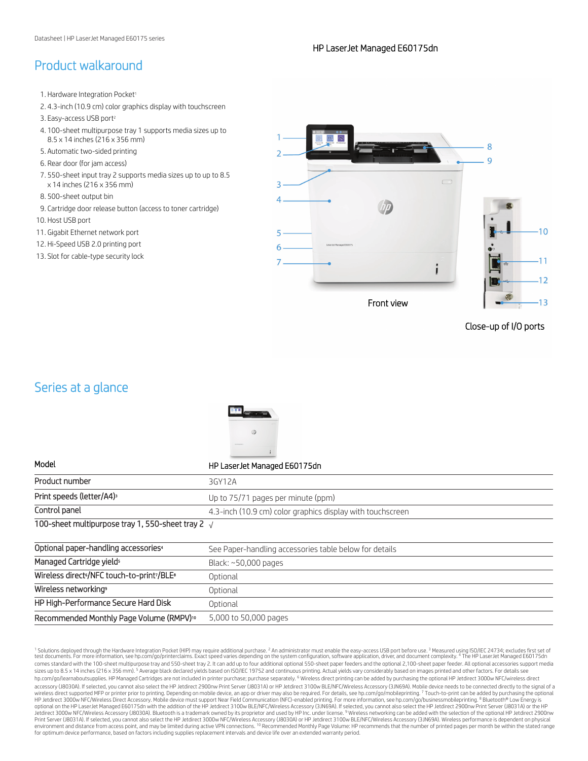## Product walkaround

HP LaserJet Managed E60175dn

1. Hardware Integration Pocket[1]
2. 4.3-inch (10.9 cm) color graphics display with touchscreen
3. Easy-access USB port[2]
4. 100-sheet multipurpose tray 1 supports media sizes up to 8.5 x 14 inches (216 x 356 mm)
5. Automatic two-sided printing
6. Rear door (for jam access)
7. 550-sheet input tray 2 supports media sizes up to up to 8.5 x 14 inches (216 x 356 mm)
8. 500-sheet output bin
9. Cartridge door release button (access to toner cartridge)
10. Host USB port
11. Gigabit Ethernet network port
12. Hi-Speed USB 2.0 printing port
13. Slot for cable-type security lock

Front view

Close-up of I/O ports

## Series at a glance

| Model | HP LaserJet Managed E60175dn |
|---|---|
| Product number | 3GY12A |
| Print speeds (letter/A4)[3] | Up to 75/71 pages per minute (ppm) |
| Control panel | 4.3-inch (10.9 cm) color graphics display with touchscreen |
| 100-sheet multipurpose tray 1, 550-sheet tray 2 | √ |
| Optional paper-handling accessories[4] | See Paper-handling accessories table below for details |
| Managed Cartridge yield[5] | Black: ~50,000 pages |
| Wireless direct[6]/NFC touch-to-print[7]/BLE[8] | Optional |
| Wireless networking[9] | Optional |
| HP High-Performance Secure Hard Disk | Optional |
| Recommended Monthly Page Volume (RMPV)[10] | 5,000 to 50,000 pages |

[1] Solutions deployed through the Hardware Integration Pocket (HIP) may require additional purchase. [2] An administrator must enable the easy-access USB port before use. [3] Measured using ISO/IEC 24734; excludes first set of test documents. For more information, see hp.com/go/printerclaims. Exact speed varies depending on the system configuration, software application, driver, and document complexity. [4] The HP LaserJet Managed E60175dn comes standard with the 100-sheet multipurpose tray and 550-sheet tray 2. It can add up to four additional optional 550-sheet paper feeders and the optional 2,100-sheet paper feeder. All optional accessories support media sizes up to 8.5 x 14 inches (216 x 356 mm). [5] Average black declared yields based on ISO/IEC 19752 and continuous printing. Actual yields vary considerably based on images printed and other factors. For details see hp.com/go/learnaboutsupplies. HP Managed Cartridges are not included in printer purchase; purchase separately. [6] Wireless direct printing can be added by purchasing the optional HP Jetdirect 3000w NFC/wireless direct accessory (J8030A). If selected, you cannot also select the HP Jetdirect 2900nw Print Server (J8031A) or HP Jetdirect 3100w BLE/NFC/Wireless Accessory (3JN69A). Mobile device needs to be connected directly to the signal of a wireless direct supported MFP or printer prior to printing. Depending on mobile device, an app or driver may also be required. For details, see hp.com/go/mobileprinting. [7] Touch-to-print can be added by purchasing the optional HP Jetdirect 3000w NFC/Wireless Direct Accessory. Mobile device must support Near Field Communication (NFC)-enabled printing. For more information, see hp.com/go/businessmobileprinting. [8] Bluetooth® Low Energy is optional on the HP LaserJet Managed E60175dn with the addition of the HP Jetdirect 3100w BLE/NFC/Wireless Accessory (3JN69A). If selected, you cannot also select the HP Jetdirect 2900nw Print Server (J8031A) or the HP Jetdirect 3000w NFC/Wireless Accessory (J8030A). Bluetooth is a trademark owned by its proprietor and used by HP Inc. under license. [9] Wireless networking can be added with the selection of the optional HP Jetdirect 2900nw Print Server (J8031A). If selected, you cannot also select the HP Jetdirect 3000w NFC/Wireless Accessory (J8030A) or HP Jetdirect 3100w BLE/NFC/Wireless Accessory (3JN69A). Wireless performance is dependent on physical environment and distance from access point, and may be limited during active VPN connections. [10] Recommended Monthly Page Volume: HP recommends that the number of printed pages per month be within the stated range for optimum device performance, based on factors including supplies replacement intervals and device life over an extended warranty period.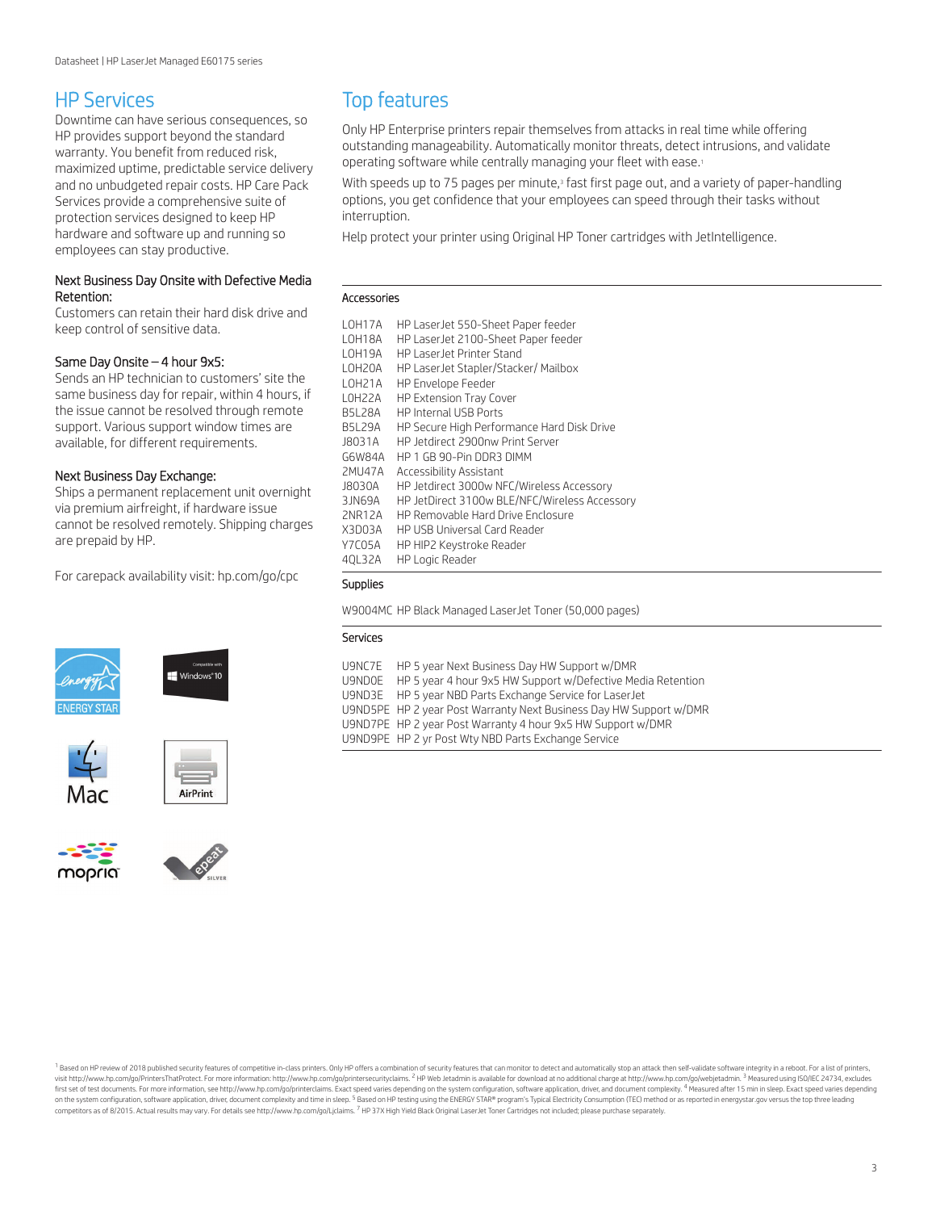## HP Services

Downtime can have serious consequences, so HP provides support beyond the standard warranty. You benefit from reduced risk, maximized uptime, predictable service delivery and no unbudgeted repair costs. HP Care Pack Services provide a comprehensive suite of protection services designed to keep HP hardware and software up and running so employees can stay productive.

**Next Business Day Onsite with Defective Media Retention:**
Customers can retain their hard disk drive and keep control of sensitive data.

**Same Day Onsite – 4 hour 9x5:**
Sends an HP technician to customers' site the same business day for repair, within 4 hours, if the issue cannot be resolved through remote support. Various support window times are available, for different requirements.

**Next Business Day Exchange:**
Ships a permanent replacement unit overnight via premium airfreight, if hardware issue cannot be resolved remotely. Shipping charges are prepaid by HP.

For carepack availability visit: hp.com/go/cpc

## Top features

Only HP Enterprise printers repair themselves from attacks in real time while offering outstanding manageability. Automatically monitor threats, detect intrusions, and validate operating software while centrally managing your fleet with ease.[1]

With speeds up to 75 pages per minute,[3] fast first page out, and a variety of paper-handling options, you get confidence that your employees can speed through their tasks without interruption.

Help protect your printer using Original HP Toner cartridges with JetIntelligence.

### Accessories

| | |
|---|---|
| L0H17A | HP LaserJet 550-Sheet Paper feeder |
| L0H18A | HP LaserJet 2100-Sheet Paper feeder |
| L0H19A | HP LaserJet Printer Stand |
| L0H20A | HP LaserJet Stapler/Stacker/ Mailbox |
| L0H21A | HP Envelope Feeder |
| L0H22A | HP Extension Tray Cover |
| B5L28A | HP Internal USB Ports |
| B5L29A | HP Secure High Performance Hard Disk Drive |
| J8031A | HP Jetdirect 2900nw Print Server |
| G6W84A | HP 1 GB 90-Pin DDR3 DIMM |
| 2MU47A | Accessibility Assistant |
| J8030A | HP Jetdirect 3000w NFC/Wireless Accessory |
| 3JN69A | HP JetDirect 3100w BLE/NFC/Wireless Accessory |
| 2NR12A | HP Removable Hard Drive Enclosure |
| X3D03A | HP USB Universal Card Reader |
| Y7C05A | HP HIP2 Keystroke Reader |
| 4QL32A | HP Logic Reader |

### Supplies

| | |
|---|---|
| W9004MC | HP Black Managed LaserJet Toner (50,000 pages) |

### Services

| | |
|---|---|
| U9NC7E | HP 5 year Next Business Day HW Support w/DMR |
| U9ND0E | HP 5 year 4 hour 9x5 HW Support w/Defective Media Retention |
| U9ND3E | HP 5 year NBD Parts Exchange Service for LaserJet |
| U9ND5PE | HP 2 year Post Warranty Next Business Day HW Support w/DMR |
| U9ND7PE | HP 2 year Post Warranty 4 hour 9x5 HW Support w/DMR |
| U9ND9PE | HP 2 yr Post Wty NBD Parts Exchange Service |

[1] Based on HP review of 2018 published security features of competitive in-class printers. Only HP offers a combination of security features that can monitor to detect and automatically stop an attack then self-validate software integrity in a reboot. For a list of printers, visit http://www.hp.com/go/PrintersThatProtect. For more information: http://www.hp.com/go/printersecurityclaims. [2] HP Web Jetadmin is available for download at no additional charge at http://www.hp.com/go/webjetadmin. [3] Measured using ISO/IEC 24734, excludes first set of test documents. For more information, see http://www.hp.com/go/printerclaims. Exact speed varies depending on the system configuration, software application, driver, and document complexity. [4] Measured after 15 min in sleep. Exact speed varies depending on the system configuration, software application, driver, document complexity and time in sleep. [5] Based on HP testing using the ENERGY STAR® program's Typical Electricity Consumption (TEC) method or as reported in energystar.gov versus the top three leading competitors as of 8/2015. Actual results may vary. For details see http://www.hp.com/go/Ljclaims. [7] HP 37X High Yield Black Original LaserJet Toner Cartridges not included; please purchase separately.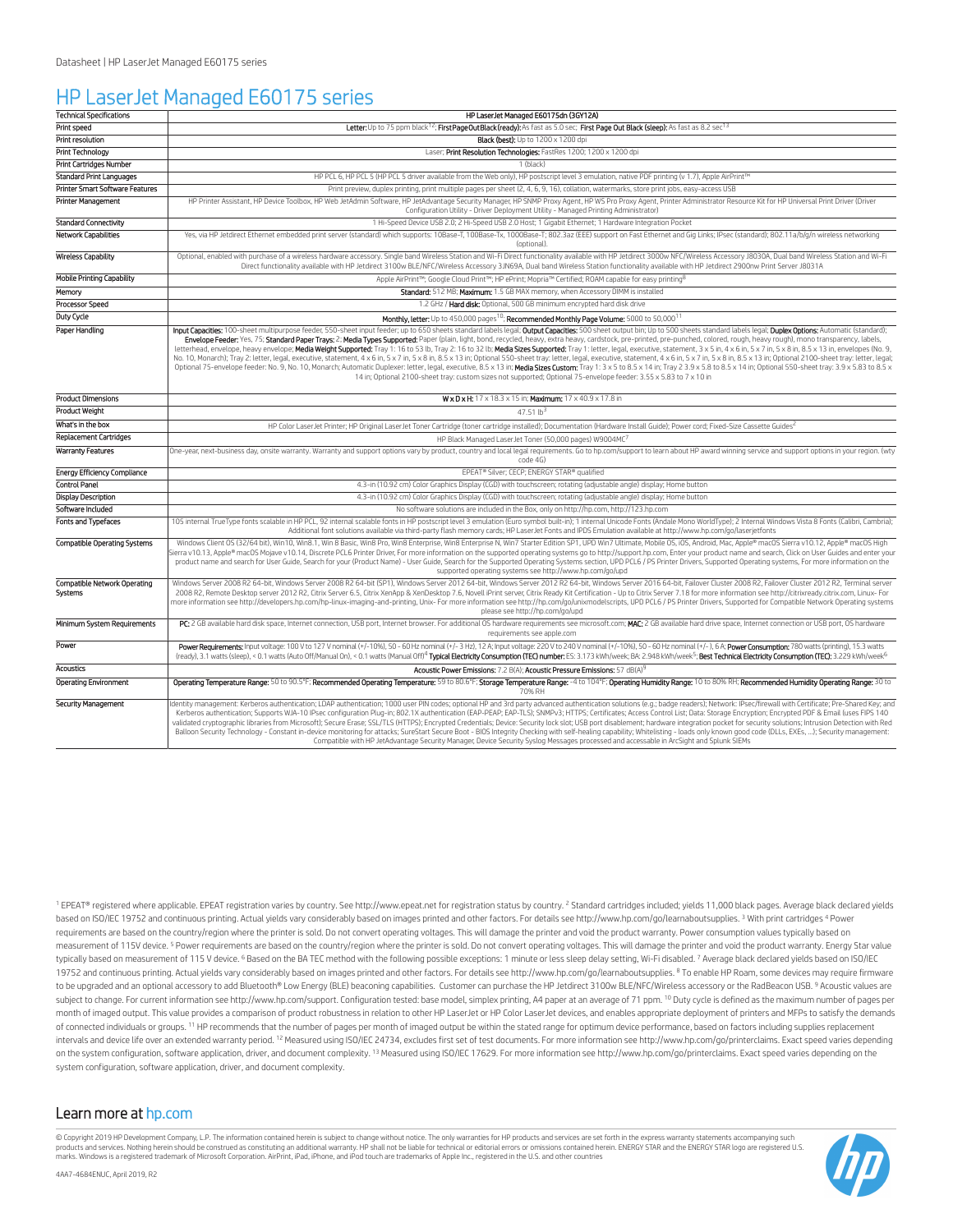# HP LaserJet Managed E60175 series

| Technical Specifications | HP LaserJet Managed E60175dn (3GY12A) |
|---|---|
| Print speed | **Letter:** Up to 75 ppm black[12]; **FirstPageOutBlack (ready):** As fast as 5.0 sec; **First Page Out Black (sleep):** As fast as 8.2 sec[13] |
| Print resolution | **Black (best):** Up to 1200 x 1200 dpi |
| Print Technology | Laser; **Print Resolution Technologies:** FastRes 1200; 1200 x 1200 dpi |
| Print Cartridges Number | 1 (black) |
| Standard Print Languages | HP PCL 6, HP PCL 5 (HP PCL 5 driver available from the Web only), HP postscript level 3 emulation, native PDF printing (v 1.7), Apple AirPrint™ |
| Printer Smart Software Features | Print preview, duplex printing, print multiple pages per sheet (2, 4, 6, 9, 16), collation, watermarks, store print jobs, easy-access USB |
| Printer Management | HP Printer Assistant, HP Device Toolbox, HP Web JetAdmin Software, HP JetAdvantage Security Manager, HP SNMP Proxy Agent, HP WS Pro Proxy Agent, Printer Administrator Resource Kit for HP Universal Print Driver (Driver Configuration Utility - Driver Deployment Utility - Managed Printing Administrator) |
| Standard Connectivity | 1 Hi-Speed Device USB 2.0; 2 Hi-Speed USB 2.0 Host; 1 Gigabit Ethernet; 1 Hardware Integration Pocket |
| Network Capabilities | Yes, via HP Jetdirect Ethernet embedded print server (standard) which supports: 10Base-T, 100Base-Tx, 1000Base-T; 802.3az (EEE) support on Fast Ethernet and Gig Links; IPsec (standard); 802.11a/b/g/n wireless networking (optional). |
| Wireless Capability | Optional, enabled with purchase of a wireless hardware accessory. Single band Wireless Station and Wi-Fi Direct functionality available with HP Jetdirect 3000w NFC/Wireless Accessory J8030A, Dual band Wireless Station and Wi-Fi Direct functionality available with HP Jetdirect 3100w BLE/NFC/Wireless Accessory 3JN69A, Dual band Wireless Station functionality available with HP Jetdirect 2900nw Print Server J8031A |
| Mobile Printing Capability | Apple AirPrint™; Google Cloud Print™; HP ePrint; Mopria™ Certified; ROAM capable for easy printing[8] |
| Memory | **Standard:** 512 MB; **Maximum:** 1.5 GB MAX memory, when Accessory DIMM is installed |
| Processor Speed | 1.2 GHz / **Hard disk:** Optional, 500 GB minimum encrypted hard disk drive |
| Duty Cycle | **Monthly, letter:** Up to 450,000 pages[10]; **Recommended Monthly Page Volume:** 5000 to 50,000[11] |
| Paper Handling | **Input Capacities:** 100-sheet multipurpose feeder, 550-sheet input feeder; up to 650 sheets standard labels legal; **Output Capacities:** 500 sheet output bin; Up to 500 sheets standard labels legal; **Duplex Options:** Automatic (standard); **Envelope Feeder:** Yes, 75; **Standard Paper Trays:** 2; **Media Types Supported:** Paper (plain, light, bond, recycled, heavy, extra heavy, cardstock, pre-printed, pre-punched, colored, rough, heavy rough), mono transparency, labels, letterhead, envelope, heavy envelope; **Media Weight Supported:** Tray 1: 16 to 53 lb, Tray 2: 16 to 32 lb; **Media Sizes Supported:** Tray 1: letter, legal, executive, statement, 3 x 5 in, 4 x 6 in, 5 x 7 in, 5 x 8 in, 8.5 x 13 in, envelopes (No. 9, No. 10, Monarch); Tray 2: letter, legal, executive, statement, 4 x 6 in, 5 x 7 in, 5 x 8 in, 8.5 x 13 in; Optional 550-sheet tray: letter, legal, executive, statement, 4 x 6 in, 5 x 7 in, 5 x 8 in, 8.5 x 13 in; Optional 2100-sheet tray: letter, legal; Optional 75-envelope feeder: No. 9, No. 10, Monarch; Automatic Duplexer: letter, legal, executive, 8.5 x 13 in; **Media Sizes Custom:** Tray 1: 3 x 5 to 8.5 x 14 in; Tray 2 3.9 x 5.8 to 8.5 x 14 in; Optional 550-sheet tray: 3.9 x 5.83 to 8.5 x 14 in; Optional 2100-sheet tray: custom sizes not supported; Optional 75-envelope feeder: 3.55 x 5.83 to 7 x 10 in |
| Product Dimensions | **W x D x H:** 17 x 18.3 x 15 in; **Maximum:** 17 x 40.9 x 17.8 in |
| Product Weight | 47.51 lb[3] |
| What's in the box | HP Color LaserJet Printer; HP Original LaserJet Toner Cartridge (toner cartridge installed); Documentation (Hardware Install Guide); Power cord; Fixed-Size Cassette Guides[2] |
| Replacement Cartridges | HP Black Managed LaserJet Toner (50,000 pages) W9004MC[7] |
| Warranty Features | One-year, next-business day, onsite warranty. Warranty and support options vary by product, country and local legal requirements. Go to hp.com/support to learn about HP award winning service and support options in your region. (wty code 4G) |
| Energy Efficiency Compliance | EPEAT® Silver; CECP; ENERGY STAR® qualified |
| Control Panel | 4.3-in (10.92 cm) Color Graphics Display (CGD) with touchscreen; rotating (adjustable angle) display; Home button |
| Display Description | 4.3-in (10.92 cm) Color Graphics Display (CGD) with touchscreen; rotating (adjustable angle) display; Home button |
| Software Included | No software solutions are included in the Box, only on http://hp.com, http://123.hp.com |
| Fonts and Typefaces | 105 internal TrueType fonts scalable in HP PCL, 92 internal scalable fonts in HP postscript level 3 emulation (Euro symbol built-in); 1 internal Unicode Fonts (Andale Mono WorldType); 2 Internal Windows Vista 8 Fonts (Calibri, Cambria); Additional font solutions available via third-party flash memory cards; HP LaserJet Fonts and IPDS Emulation available at http://www.hp.com/go/laserjetfonts |
| Compatible Operating Systems | Windows Client OS (32/64 bit), Win10, Win8.1, Win 8 Basic, Win8 Pro, Win8 Enterprise, Win8 Enterprise N, Win7 Starter Edition SP1, UPD Win7 Ultimate, Mobile OS, iOS, Android, Mac, Apple® macOS Sierra v10.12, Apple® macOS High Sierra v10.13, Apple® macOS Mojave v10.14, Discrete PCL6 Printer Driver, For more information on the supported operating systems go to http://support.hp.com, Enter your product name and search, Click on User Guides and enter your product name and search for User Guide, Search for your (Product Name) - User Guide, Search for the Supported Operating Systems section, UPD PCL6 / PS Printer Drivers, Supported Operating Systems, For more information on the supported operating systems see http://www.hp.com/go/upd |
| Compatible Network Operating Systems | Windows Server 2008 R2 64-bit, Windows Server 2008 R2 64-bit (SP1), Windows Server 2012 64-bit, Windows Server 2012 R2 64-bit, Windows Server 2016 64-bit, Failover Cluster 2008 R2, Failover Cluster 2012 R2, Terminal server 2008 R2, Remote Desktop server 2012 R2, Citrix Server 6.5, Citrix XenApp & XenDesktop 7.6, Novell iPrint server, Citrix Ready Kit Certification - Up to Citrix Server 7.18 for more information see http://citrixready.citrix.com, Linux- For more information see http://developers.hp.com/hp-linux-imaging-and-printing, Unix- For more information see http://hp.com/go/unixmodelscripts, UPD PCL6 / PS Printer Drivers, Supported for Compatible Network Operating Systems please see http://hp.com/go/upd |
| Minimum System Requirements | **PC:** 2 GB available hard disk space, Internet connection, USB port, Internet browser. For additional OS hardware requirements see microsoft.com; **MAC:** 2 GB available hard drive space, Internet connection or USB port, OS hardware requirements see apple.com |
| Power | **Power Requirements:** Input voltage: 100 V to 127 V nominal (+/-10%), 50 - 60 Hz nominal (+/- 3 Hz), 12 A; Input voltage: 220 V to 240 V nominal (+/-10%), 50 - 60 Hz nominal (+/- ), 6 A; **Power Consumption:** 780 watts (printing), 15.3 watts (ready), 3.1 watts (sleep), < 0.1 watts (Auto Off/Manual On), < 0.1 watts (Manual Off)[4] **Typical Electricity Consumption (TEC) number:** ES: 3.173 kWh/week; BA: 2.948 kWh/week[5]; **Best Technical Electricity Consumption (TEC):** 3.229 kWh/week[6] |
| Acoustics | **Acoustic Power Emissions:** 7.2 B(A); **Acoustic Pressure Emissions:** 57 dB(A)[9] |
| Operating Environment | **Operating Temperature Range:** 50 to 90.5°F; **Recommended Operating Temperature:** 59 to 80.6°F; **Storage Temperature Range:** -4 to 104°F; **Operating Humidity Range:** 10 to 80% RH; **Recommended Humidity Operating Range:** 30 to 70% RH |
| Security Management | Identity management: Kerberos authentication; LDAP authentication; 1000 user PIN codes; optional HP and 3rd party advanced authentication solutions (e.g.; badge readers); Network: IPsec/firewall with Certificate; Pre-Shared Key; and Kerberos authentication; Supports WJA-10 IPsec configuration Plug-in; 802.1X authentication (EAP-PEAP; EAP-TLS); SNMPv3; HTTPS; Certificates; Access Control List; Data: Storage Encryption; Encrypted PDF & Email (uses FIPS 140 validated cryptographic libraries from Microsoft); Secure Erase; SSL/TLS (HTTPS); Encrypted Credentials; Device: Security lock slot; USB port disablement; hardware integration pocket for security solutions; Intrusion Detection with Red Balloon Security Technology - Constant in-device monitoring for attacks; SureStart Secure Boot - BIOS Integrity Checking with self-healing capability; Whitelisting - loads only known good code (DLLs, EXEs, ...); Security management: Compatible with HP JetAdvantage Security Manager, Device Security Syslog Messages processed and accessable in ArcSight and Splunk SIEMs |

[1] EPEAT® registered where applicable. EPEAT registration varies by country. See http://www.epeat.net for registration status by country. [2] Standard cartridges included; yields 11,000 black pages. Average black declared yields based on ISO/IEC 19752 and continuous printing. Actual yields vary considerably based on images printed and other factors. For details see http://www.hp.com/go/learnaboutsupplies. [3] With print cartridges [4] Power requirements are based on the country/region where the printer is sold. Do not convert operating voltages. This will damage the printer and void the product warranty. Power consumption values typically based on measurement of 115V device. [5] Power requirements are based on the country/region where the printer is sold. Do not convert operating voltages. This will damage the printer and void the product warranty. Energy Star value typically based on measurement of 115 V device. [6] Based on the BA TEC method with the following possible exceptions: 1 minute or less sleep delay setting, Wi-Fi disabled. [7] Average black declared yields based on ISO/IEC 19752 and continuous printing. Actual yields vary considerably based on images printed and other factors. For details see http://www.hp.com/go/learnaboutsupplies. [8] To enable HP Roam, some devices may require firmware to be upgraded and an optional accessory to add Bluetooth® Low Energy (BLE) beaconing capabilities. Customer can purchase the HP Jetdirect 3100w BLE/NFC/Wireless accessory or the RadBeacon USB. [9] Acoustic values are subject to change. For current information see http://www.hp.com/support. Configuration tested: base model, simplex printing, A4 paper at an average of 71 ppm. [10] Duty cycle is defined as the maximum number of pages per month of imaged output. This value provides a comparison of product robustness in relation to other HP LaserJet or HP Color LaserJet devices, and enables appropriate deployment of printers and MFPs to satisfy the demands of connected individuals or groups. [11] HP recommends that the number of pages per month of imaged output be within the stated range for optimum device performance, based on factors including supplies replacement intervals and device life over an extended warranty period. [12] Measured using ISO/IEC 24734, excludes first set of test documents. For more information see http://www.hp.com/go/printerclaims. Exact speed varies depending on the system configuration, software application, driver, and document complexity. [13] Measured using ISO/IEC 17629. For more information see http://www.hp.com/go/printerclaims. Exact speed varies depending on the system configuration, software application, driver, and document complexity.

## Learn more at hp.com

© Copyright 2019 HP Development Company, L.P. The information contained herein is subject to change without notice. The only warranties for HP products and services are set forth in the express warranty statements accompanying such products and services. Nothing herein should be construed as constituting an additional warranty. HP shall not be liable for technical or editorial errors or omissions contained herein. ENERGY STAR and the ENERGY STAR logo are registered U.S. marks. Windows is a registered trademark of Microsoft Corporation. AirPrint, iPad, iPhone, and iPod touch are trademarks of Apple Inc., registered in the U.S. and other countries

4AA7-4684ENUC, April 2019, R2